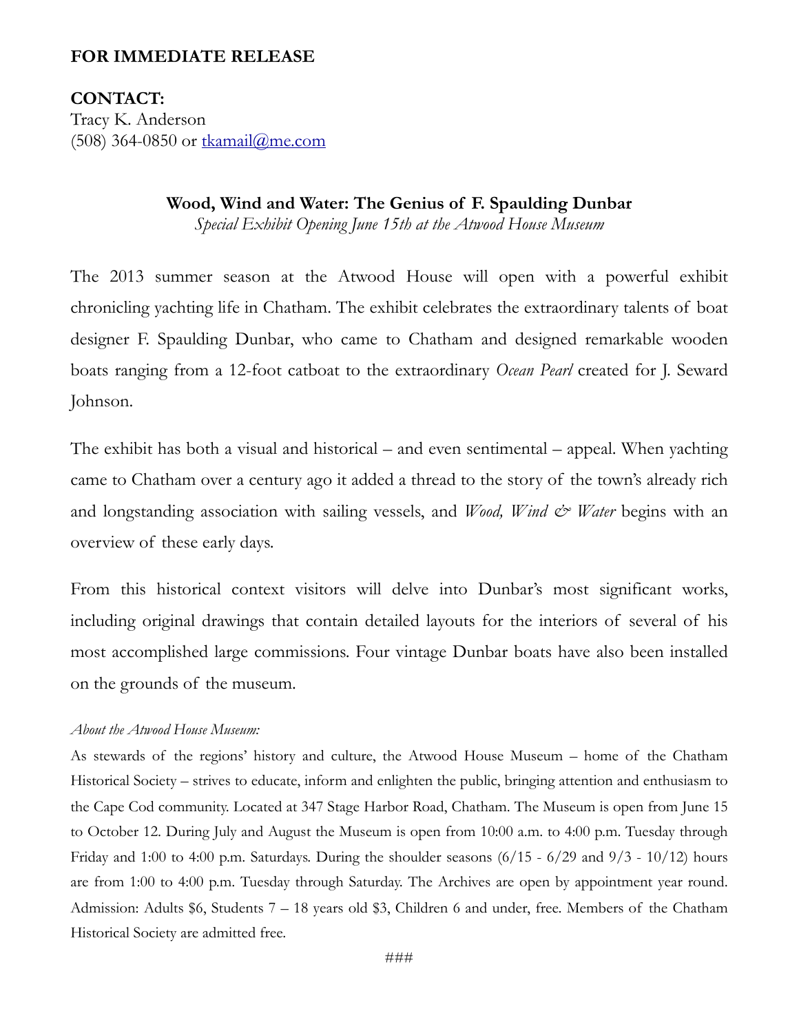**FOR IMMEDIATE RELEASE**

**CONTACT:**
Tracy K. Anderson
(508) 364-0850 or tkamail@me.com

## Wood, Wind and Water: The Genius of F. Spaulding Dunbar

*Special Exhibit Opening June 15th at the Atwood House Museum*

The 2013 summer season at the Atwood House will open with a powerful exhibit chronicling yachting life in Chatham. The exhibit celebrates the extraordinary talents of boat designer F. Spaulding Dunbar, who came to Chatham and designed remarkable wooden boats ranging from a 12-foot catboat to the extraordinary *Ocean Pearl* created for J. Seward Johnson.

The exhibit has both a visual and historical – and even sentimental – appeal. When yachting came to Chatham over a century ago it added a thread to the story of the town's already rich and longstanding association with sailing vessels, and *Wood, Wind & Water* begins with an overview of these early days.

From this historical context visitors will delve into Dunbar's most significant works, including original drawings that contain detailed layouts for the interiors of several of his most accomplished large commissions. Four vintage Dunbar boats have also been installed on the grounds of the museum.

*About the Atwood House Museum:*

As stewards of the regions' history and culture, the Atwood House Museum – home of the Chatham Historical Society – strives to educate, inform and enlighten the public, bringing attention and enthusiasm to the Cape Cod community. Located at 347 Stage Harbor Road, Chatham. The Museum is open from June 15 to October 12. During July and August the Museum is open from 10:00 a.m. to 4:00 p.m. Tuesday through Friday and 1:00 to 4:00 p.m. Saturdays. During the shoulder seasons (6/15 - 6/29 and 9/3 - 10/12) hours are from 1:00 to 4:00 p.m. Tuesday through Saturday. The Archives are open by appointment year round. Admission: Adults $6, Students 7 – 18 years old $3, Children 6 and under, free. Members of the Chatham Historical Society are admitted free.

###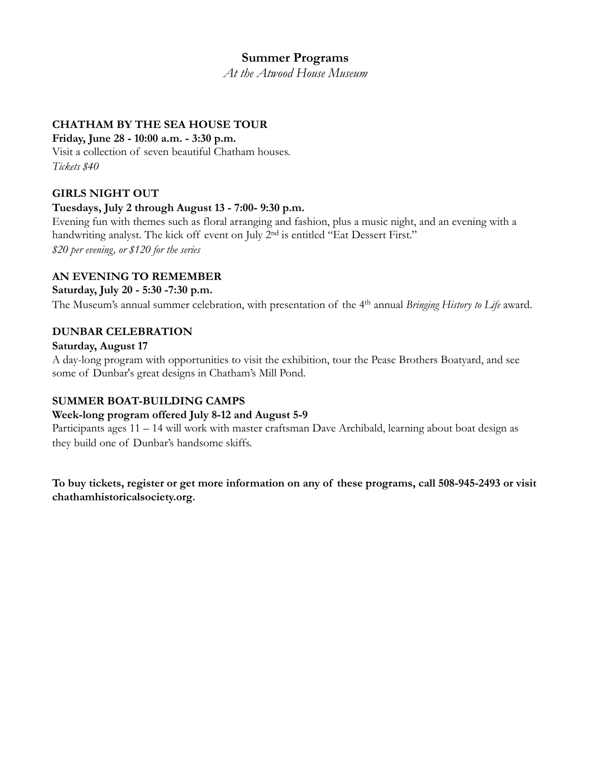# Summer Programs

*At the Atwood House Museum*

### CHATHAM BY THE SEA HOUSE TOUR

**Friday, June 28 - 10:00 a.m. - 3:30 p.m.**

Visit a collection of seven beautiful Chatham houses.

*Tickets $40*

### GIRLS NIGHT OUT

**Tuesdays, July 2 through August 13 - 7:00- 9:30 p.m.**

Evening fun with themes such as floral arranging and fashion, plus a music night, and an evening with a handwriting analyst. The kick off event on July 2nd is entitled "Eat Dessert First."

*$20 per evening, or $120 for the series*

### AN EVENING TO REMEMBER

**Saturday, July 20 - 5:30 -7:30 p.m.**

The Museum's annual summer celebration, with presentation of the 4th annual *Bringing History to Life* award.

### DUNBAR CELEBRATION

**Saturday, August 17**

A day-long program with opportunities to visit the exhibition, tour the Pease Brothers Boatyard, and see some of Dunbar's great designs in Chatham's Mill Pond.

### SUMMER BOAT-BUILDING CAMPS

**Week-long program offered July 8-12 and August 5-9**

Participants ages 11 – 14 will work with master craftsman Dave Archibald, learning about boat design as they build one of Dunbar's handsome skiffs.

**To buy tickets, register or get more information on any of these programs, call 508-945-2493 or visit chathamhistoricalsociety.org.**